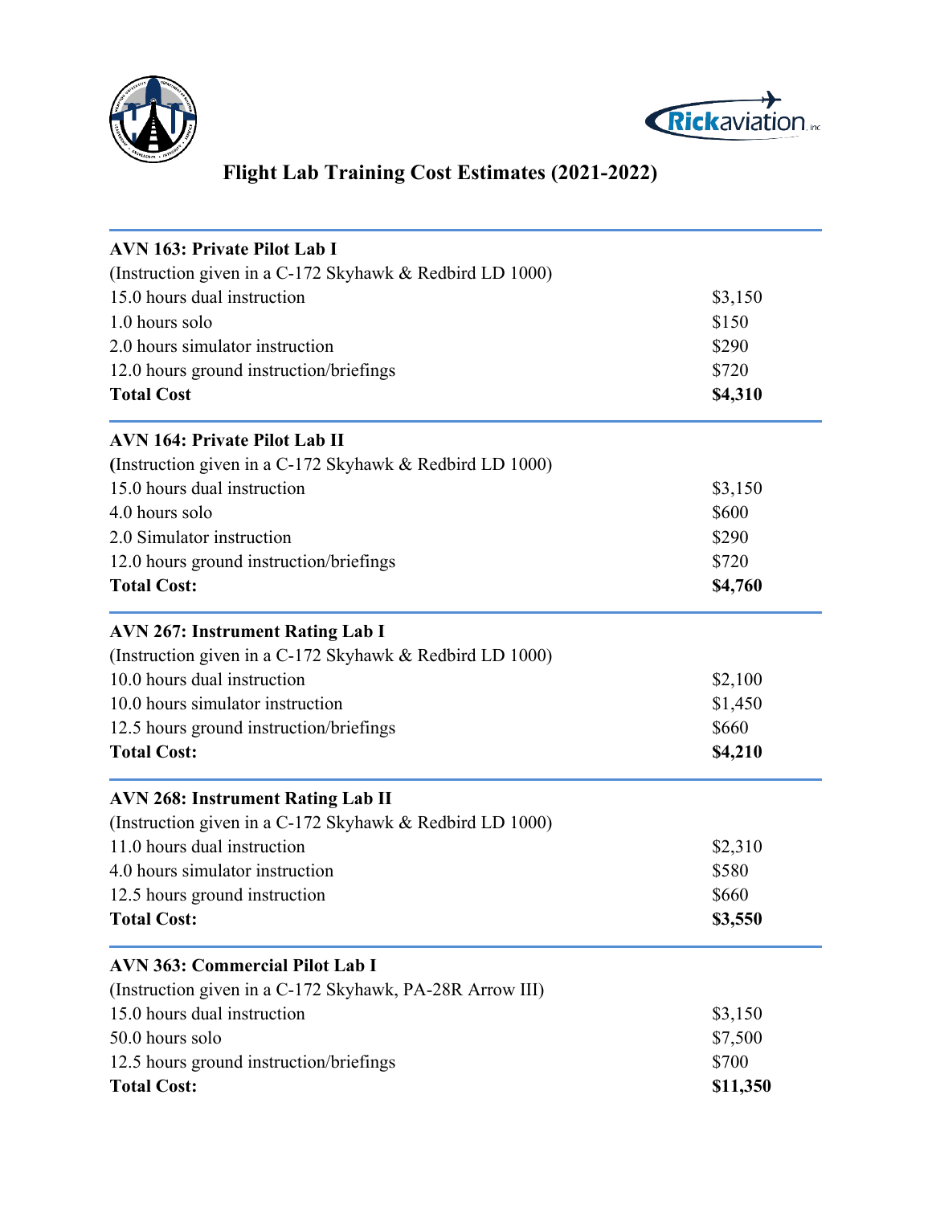# Flight Lab Training Cost Estimates (2021-2022)

| **AVN 163: Private Pilot Lab I** | |
|---|---|
| (Instruction given in a C-172 Skyhawk & Redbird LD 1000) | |
| 15.0 hours dual instruction | $3,150 |
| 1.0 hours solo | $150 |
| 2.0 hours simulator instruction | $290 |
| 12.0 hours ground instruction/briefings | $720 |
| **Total Cost** | **$4,310** |

| **AVN 164: Private Pilot Lab II** | |
|---|---|
| **(**Instruction given in a C-172 Skyhawk & Redbird LD 1000) | |
| 15.0 hours dual instruction | $3,150 |
| 4.0 hours solo | $600 |
| 2.0 Simulator instruction | $290 |
| 12.0 hours ground instruction/briefings | $720 |
| **Total Cost:** | **$4,760** |

| **AVN 267: Instrument Rating Lab I** | |
|---|---|
| (Instruction given in a C-172 Skyhawk & Redbird LD 1000) | |
| 10.0 hours dual instruction | $2,100 |
| 10.0 hours simulator instruction | $1,450 |
| 12.5 hours ground instruction/briefings | $660 |
| **Total Cost:** | **$4,210** |

| **AVN 268: Instrument Rating Lab II** | |
|---|---|
| (Instruction given in a C-172 Skyhawk & Redbird LD 1000) | |
| 11.0 hours dual instruction | $2,310 |
| 4.0 hours simulator instruction | $580 |
| 12.5 hours ground instruction | $660 |
| **Total Cost:** | **$3,550** |

| **AVN 363: Commercial Pilot Lab I** | |
|---|---|
| (Instruction given in a C-172 Skyhawk, PA-28R Arrow III) | |
| 15.0 hours dual instruction | $3,150 |
| 50.0 hours solo | $7,500 |
| 12.5 hours ground instruction/briefings | $700 |
| **Total Cost:** | **$11,350** |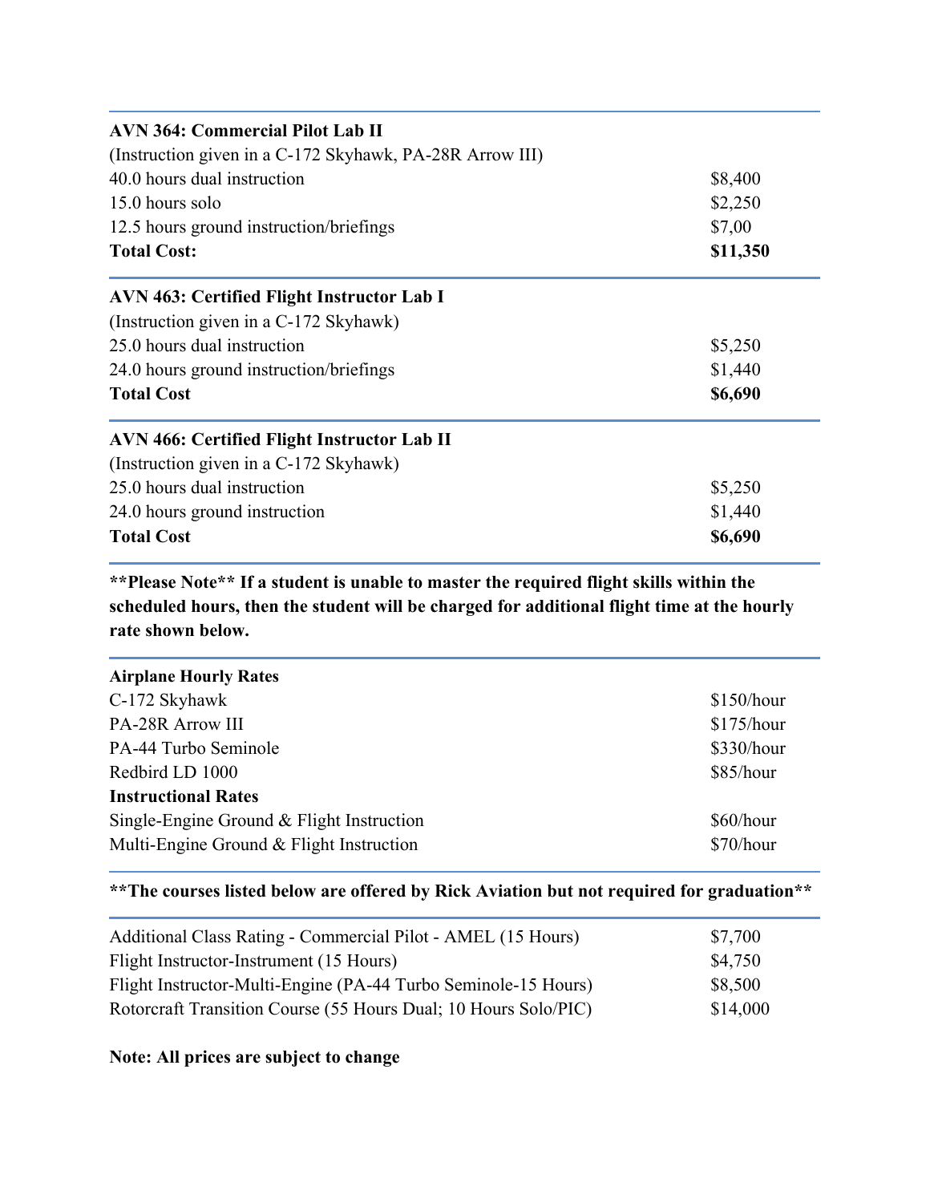| | |
|---|---|
| **AVN 364: Commercial Pilot Lab II** | |
| (Instruction given in a C-172 Skyhawk, PA-28R Arrow III) | |
| 40.0 hours dual instruction | $8,400 |
| 15.0 hours solo | $2,250 |
| 12.5 hours ground instruction/briefings | $7,00 |
| **Total Cost:** | **$11,350** |

| | |
|---|---|
| **AVN 463: Certified Flight Instructor Lab I** | |
| (Instruction given in a C-172 Skyhawk) | |
| 25.0 hours dual instruction | $5,250 |
| 24.0 hours ground instruction/briefings | $1,440 |
| **Total Cost** | **$6,690** |

| | |
|---|---|
| **AVN 466: Certified Flight Instructor Lab II** | |
| (Instruction given in a C-172 Skyhawk) | |
| 25.0 hours dual instruction | $5,250 |
| 24.0 hours ground instruction | $1,440 |
| **Total Cost** | **$6,690** |

**\*\*Please Note\*\* If a student is unable to master the required flight skills within the scheduled hours, then the student will be charged for additional flight time at the hourly rate shown below.**

| | |
|---|---|
| **Airplane Hourly Rates** | |
| C-172 Skyhawk | $150/hour |
| PA-28R Arrow III | $175/hour |
| PA-44 Turbo Seminole | $330/hour |
| Redbird LD 1000 | $85/hour |
| **Instructional Rates** | |
| Single-Engine Ground & Flight Instruction | $60/hour |
| Multi-Engine Ground & Flight Instruction | $70/hour |

**\*\*The courses listed below are offered by Rick Aviation but not required for graduation\*\***

| | |
|---|---|
| Additional Class Rating - Commercial Pilot - AMEL (15 Hours) | $7,700 |
| Flight Instructor-Instrument (15 Hours) | $4,750 |
| Flight Instructor-Multi-Engine (PA-44 Turbo Seminole-15 Hours) | $8,500 |
| Rotorcraft Transition Course (55 Hours Dual; 10 Hours Solo/PIC) | $14,000 |

**Note: All prices are subject to change**